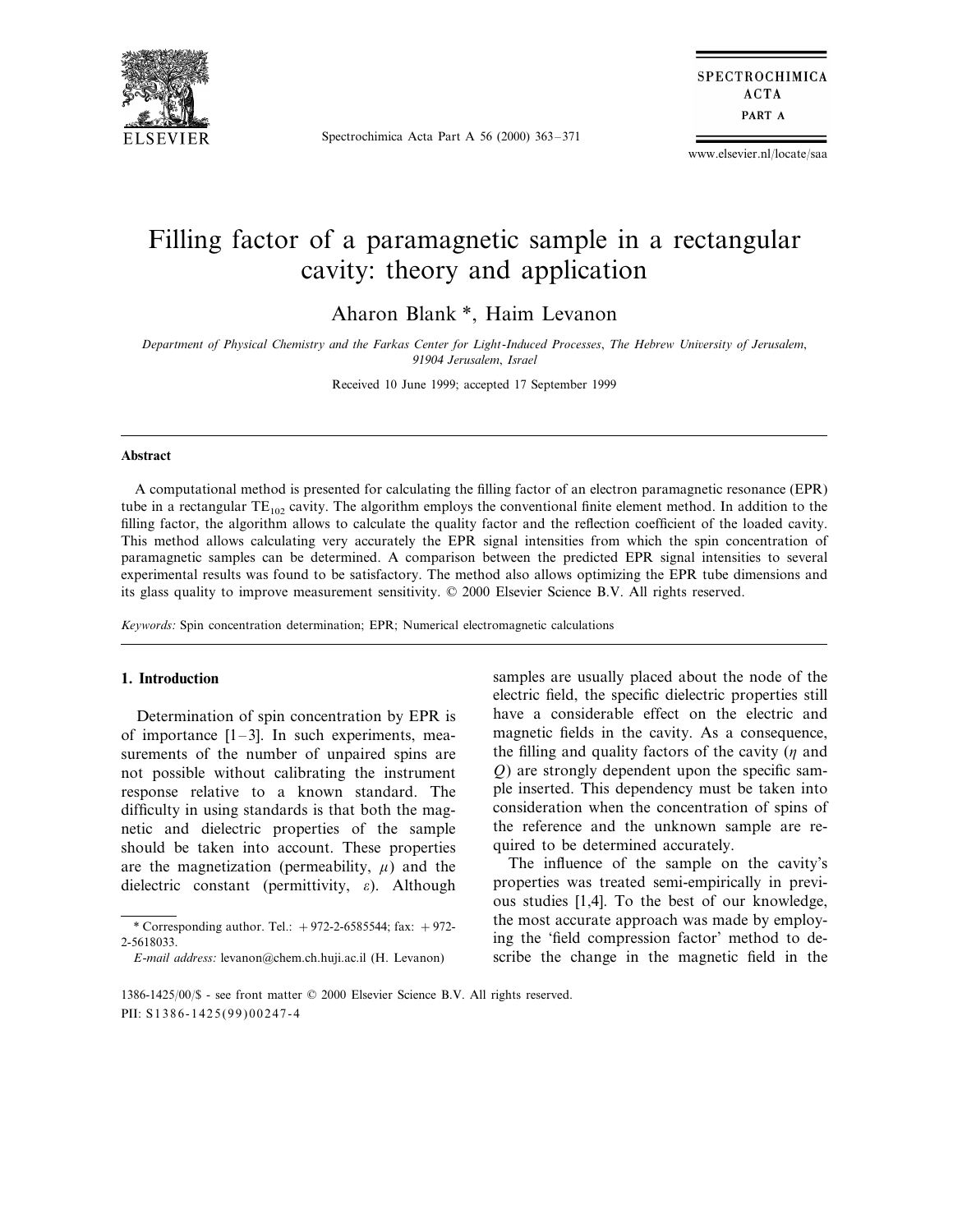# Filling factor of a paramagnetic sample in a rectangular cavity: theory and application

Aharon Blank *, Haim Levanon

*Department of Physical Chemistry and the Farkas Center for Light-Induced Processes, The Hebrew University of Jerusalem, 91904 Jerusalem, Israel*

Received 10 June 1999; accepted 17 September 1999

## Abstract

A computational method is presented for calculating the filling factor of an electron paramagnetic resonance (EPR) tube in a rectangular $TE_{102}$ cavity. The algorithm employs the conventional finite element method. In addition to the filling factor, the algorithm allows to calculate the quality factor and the reflection coefficient of the loaded cavity. This method allows calculating very accurately the EPR signal intensities from which the spin concentration of paramagnetic samples can be determined. A comparison between the predicted EPR signal intensities to several experimental results was found to be satisfactory. The method also allows optimizing the EPR tube dimensions and its glass quality to improve measurement sensitivity. © 2000 Elsevier Science B.V. All rights reserved.

*Keywords:* Spin concentration determination; EPR; Numerical electromagnetic calculations

## 1. Introduction

Determination of spin concentration by EPR is of importance [1–3]. In such experiments, measurements of the number of unpaired spins are not possible without calibrating the instrument response relative to a known standard. The difficulty in using standards is that both the magnetic and dielectric properties of the sample should be taken into account. These properties are the magnetization (permeability, $\mu$) and the dielectric constant (permittivity, $\varepsilon$). Although samples are usually placed about the node of the electric field, the specific dielectric properties still have a considerable effect on the electric and magnetic fields in the cavity. As a consequence, the filling and quality factors of the cavity ($\eta$ and $Q$) are strongly dependent upon the specific sample inserted. This dependency must be taken into consideration when the concentration of spins of the reference and the unknown sample are required to be determined accurately.

The influence of the sample on the cavity's properties was treated semi-empirically in previous studies [1,4]. To the best of our knowledge, the most accurate approach was made by employing the 'field compression factor' method to describe the change in the magnetic field in the

\* Corresponding author. Tel.: +972-2-6585544; fax: +972-2-5618033.

*E-mail address:* levanon@chem.ch.huji.ac.il (H. Levanon)

1386-1425/00/$ - see front matter © 2000 Elsevier Science B.V. All rights reserved.
PII: S1386-1425(99)00247-4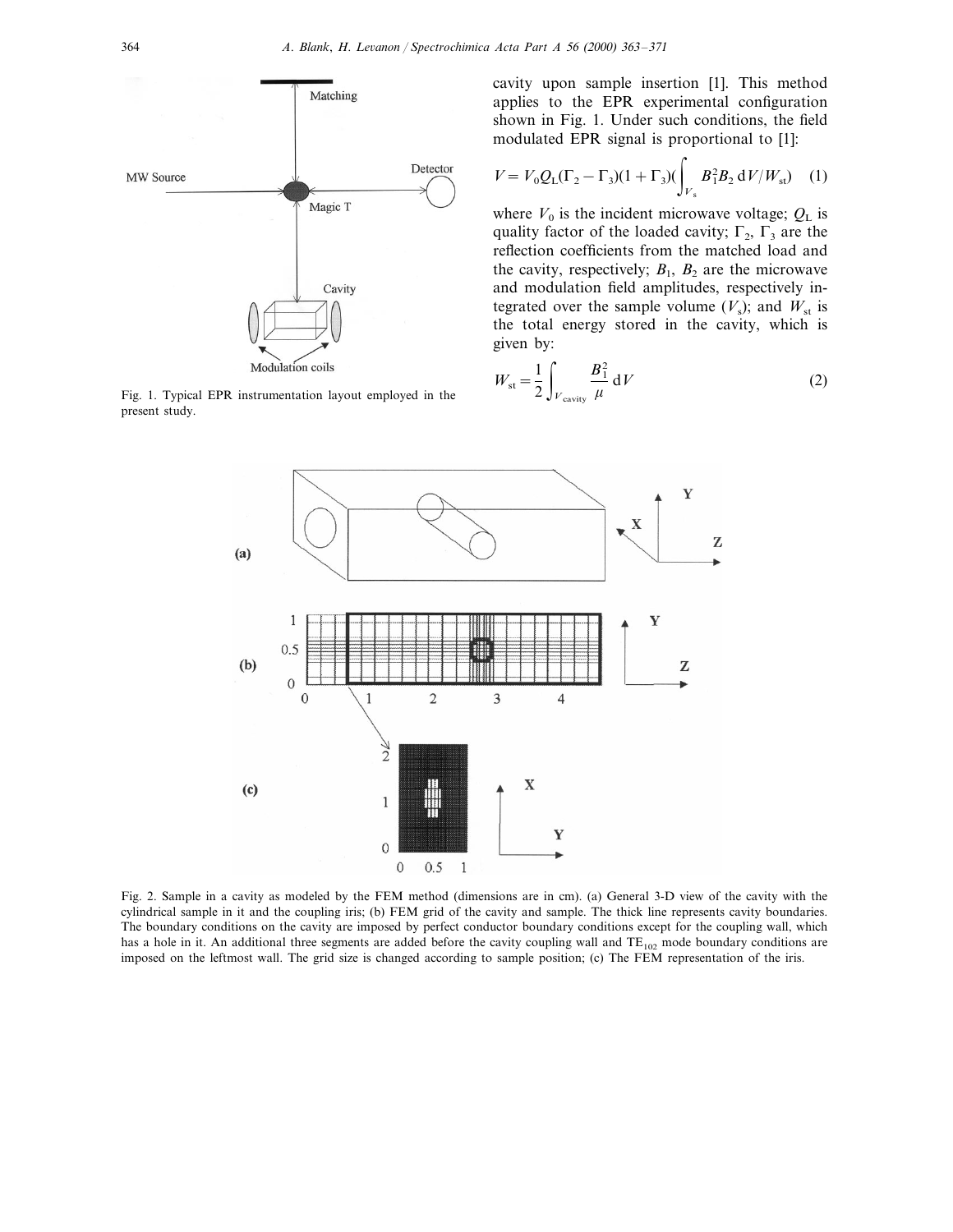cavity upon sample insertion [1]. This method applies to the EPR experimental configuration shown in Fig. 1. Under such conditions, the field modulated EPR signal is proportional to [1]:

$$V = V_0 Q_L (\Gamma_2 - \Gamma_3)(1 + \Gamma_3)\left(\int_{V_s} B_1^2 B_2 \, dV / W_{st}\right) \quad (1)$$

where $V_0$ is the incident microwave voltage; $Q_L$ is quality factor of the loaded cavity; $\Gamma_2$, $\Gamma_3$ are the reflection coefficients from the matched load and the cavity, respectively; $B_1$, $B_2$ are the microwave and modulation field amplitudes, respectively integrated over the sample volume ($V_s$); and $W_{st}$ is the total energy stored in the cavity, which is given by:

$$W_{st} = \frac{1}{2} \int_{V_{\text{cavity}}} \frac{B_1^2}{\mu} \, dV \quad (2)$$

Fig. 1. Typical EPR instrumentation layout employed in the present study.

Fig. 2. Sample in a cavity as modeled by the FEM method (dimensions are in cm). (a) General 3-D view of the cavity with the cylindrical sample in it and the coupling iris; (b) FEM grid of the cavity and sample. The thick line represents cavity boundaries. The boundary conditions on the cavity are imposed by perfect conductor boundary conditions except for the coupling wall, which has a hole in it. An additional three segments are added before the cavity coupling wall and $TE_{102}$ mode boundary conditions are imposed on the leftmost wall. The grid size is changed according to sample position; (c) The FEM representation of the iris.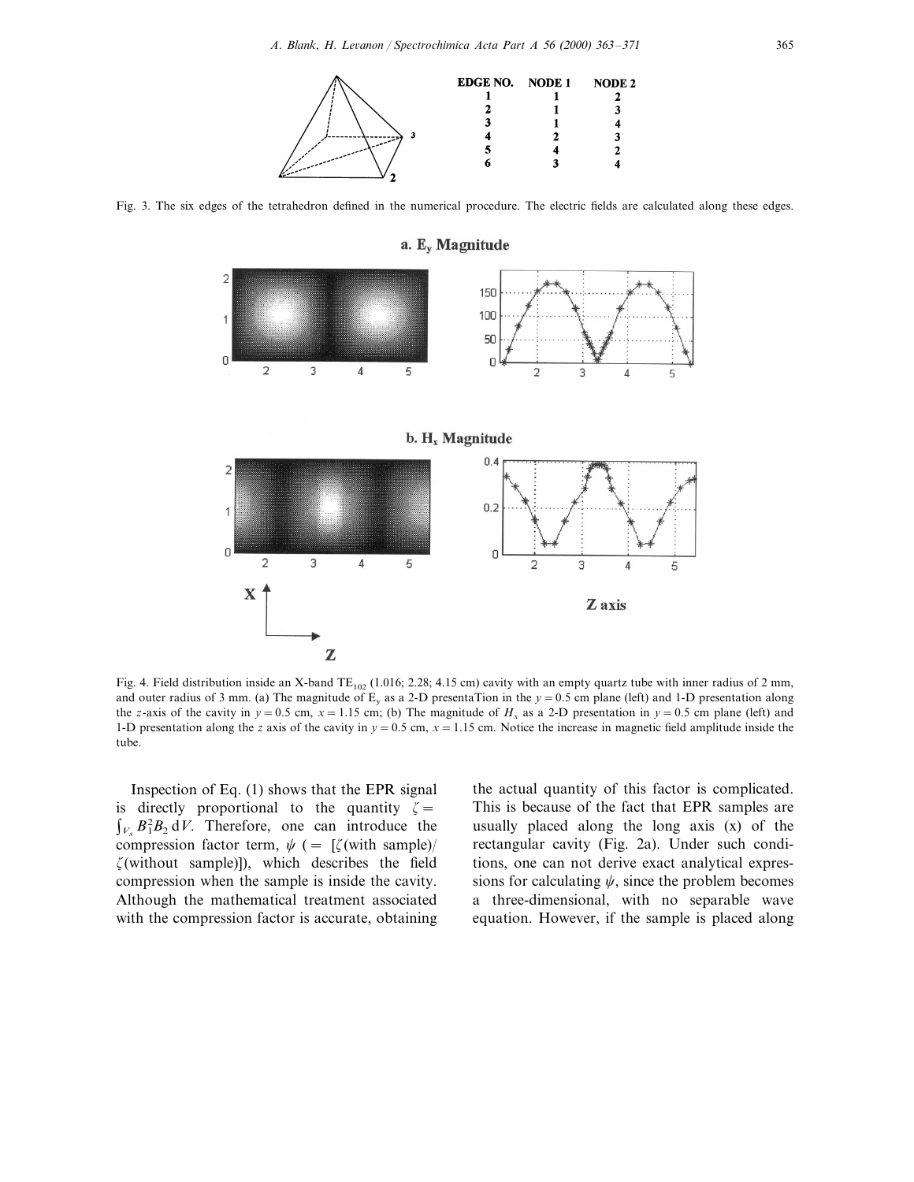| EDGE NO. | NODE 1 | NODE 2 |
|---|---|---|
| 1 | 1 | 2 |
| 2 | 1 | 3 |
| 3 | 1 | 4 |
| 4 | 2 | 3 |
| 5 | 4 | 2 |
| 6 | 3 | 4 |

Fig. 3. The six edges of the tetrahedron defined in the numerical procedure. The electric fields are calculated along these edges.

Fig. 4. Field distribution inside an X-band $TE_{102}$ (1.016; 2.28; 4.15 cm) cavity with an empty quartz tube with inner radius of 2 mm, and outer radius of 3 mm. (a) The magnitude of $E_y$ as a 2-D presentaTion in the $y = 0.5$ cm plane (left) and 1-D presentation along the $z$-axis of the cavity in $y = 0.5$ cm, $x = 1.15$ cm; (b) The magnitude of $H_x$ as a 2-D presentation in $y = 0.5$ cm plane (left) and 1-D presentation along the $z$ axis of the cavity in $y = 0.5$ cm, $x = 1.15$ cm. Notice the increase in magnetic field amplitude inside the tube.

Inspection of Eq. (1) shows that the EPR signal is directly proportional to the quantity $\zeta = \int_{V_s} B_1^2 B_2 \, dV$. Therefore, one can introduce the compression factor term, $\psi$ (= [$\zeta$(with sample)/$\zeta$(without sample)]), which describes the field compression when the sample is inside the cavity. Although the mathematical treatment associated with the compression factor is accurate, obtaining the actual quantity of this factor is complicated. This is because of the fact that EPR samples are usually placed along the long axis (x) of the rectangular cavity (Fig. 2a). Under such conditions, one can not derive exact analytical expressions for calculating $\psi$, since the problem becomes a three-dimensional, with no separable wave equation. However, if the sample is placed along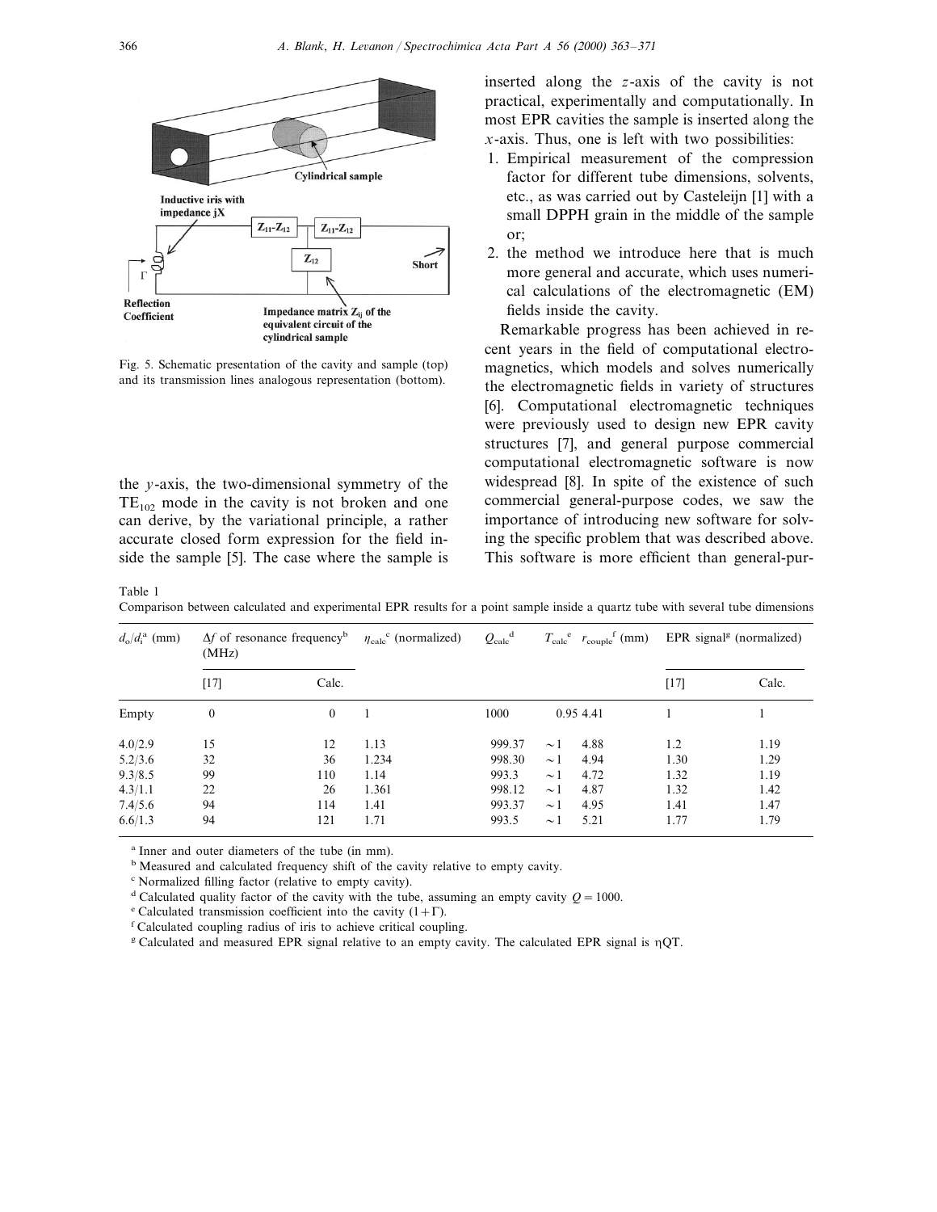Fig. 5. Schematic presentation of the cavity and sample (top) and its transmission lines analogous representation (bottom).

the $y$-axis, the two-dimensional symmetry of the $TE_{102}$ mode in the cavity is not broken and one can derive, by the variational principle, a rather accurate closed form expression for the field inside the sample [5]. The case where the sample is inserted along the $z$-axis of the cavity is not practical, experimentally and computationally. In most EPR cavities the sample is inserted along the $x$-axis. Thus, one is left with two possibilities:

1. Empirical measurement of the compression factor for different tube dimensions, solvents, etc., as was carried out by Casteleijn [1] with a small DPPH grain in the middle of the sample or;
2. the method we introduce here that is much more general and accurate, which uses numerical calculations of the electromagnetic (EM) fields inside the cavity.

Remarkable progress has been achieved in recent years in the field of computational electromagnetics, which models and solves numerically the electromagnetic fields in variety of structures [6]. Computational electromagnetic techniques were previously used to design new EPR cavity structures [7], and general purpose commercial computational electromagnetic software is now widespread [8]. In spite of the existence of such commercial general-purpose codes, we saw the importance of introducing new software for solving the specific problem that was described above. This software is more efficient than general-pur-

Table 1
Comparison between calculated and experimental EPR results for a point sample inside a quartz tube with several tube dimensions

| $d_o/d_i$ [a] (mm) | $\Delta f$ of resonance frequency[b] (MHz) | | $\eta_{calc}$ [c] (normalized) | $Q_{calc}$ [d] | $T_{calc}$ [e] | $r_{couple}$ [f] (mm) | EPR signal[g] (normalized) | |
|---|---|---|---|---|---|---|---|---|
| | [17] | Calc. | | | | | [17] | Calc. |
| Empty | 0 | 0 | 1 | 1000 | 0.95 | 4.41 | 1 | 1 |
| 4.0/2.9 | 15 | 12 | 1.13 | 999.37 | ~1 | 4.88 | 1.2 | 1.19 |
| 5.2/3.6 | 32 | 36 | 1.234 | 998.30 | ~1 | 4.94 | 1.30 | 1.29 |
| 9.3/8.5 | 99 | 110 | 1.14 | 993.3 | ~1 | 4.72 | 1.32 | 1.19 |
| 4.3/1.1 | 22 | 26 | 1.361 | 998.12 | ~1 | 4.87 | 1.32 | 1.42 |
| 7.4/5.6 | 94 | 114 | 1.41 | 993.37 | ~1 | 4.95 | 1.41 | 1.47 |
| 6.6/1.3 | 94 | 121 | 1.71 | 993.5 | ~1 | 5.21 | 1.77 | 1.79 |

[a] Inner and outer diameters of the tube (in mm).
[b] Measured and calculated frequency shift of the cavity relative to empty cavity.
[c] Normalized filling factor (relative to empty cavity).
[d] Calculated quality factor of the cavity with the tube, assuming an empty cavity $Q = 1000$.
[e] Calculated transmission coefficient into the cavity $(1 + \Gamma)$.
[f] Calculated coupling radius of iris to achieve critical coupling.
[g] Calculated and measured EPR signal relative to an empty cavity. The calculated EPR signal is $\eta QT$.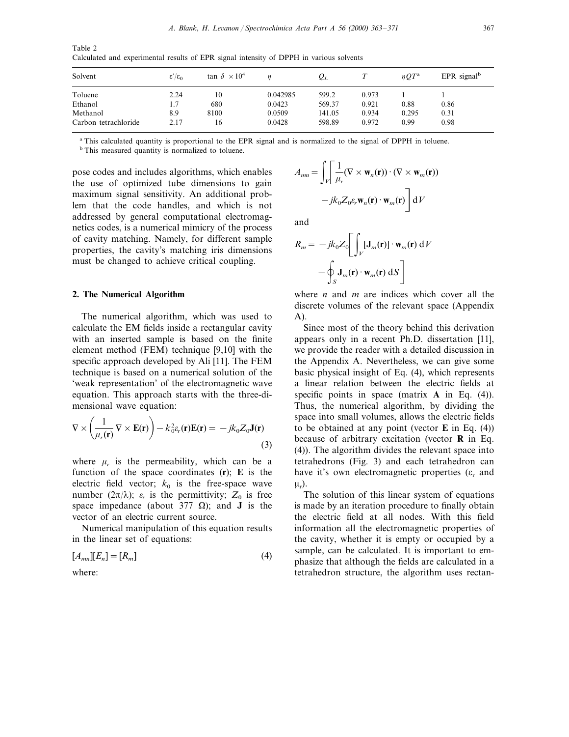Table 2
Calculated and experimental results of EPR signal intensity of DPPH in various solvents

| Solvent | $\varepsilon'/\varepsilon_0$ | $\tan\,\delta\ \times 10^4$ | $\eta$ | $Q_L$ | $T$ | $\eta QT$[a] | EPR signal[b] |
|---|---|---|---|---|---|---|---|
| Toluene | 2.24 | 10 | 0.042985 | 599.2 | 0.973 | 1 | 1 |
| Ethanol | 1.7 | 680 | 0.0423 | 569.37 | 0.921 | 0.88 | 0.86 |
| Methanol | 8.9 | 8100 | 0.0509 | 141.05 | 0.934 | 0.295 | 0.31 |
| Carbon tetrachloride | 2.17 | 16 | 0.0428 | 598.89 | 0.972 | 0.99 | 0.98 |

[a] This calculated quantity is proportional to the EPR signal and is normalized to the signal of DPPH in toluene.

[b] This measured quantity is normalized to toluene.

pose codes and includes algorithms, which enables the use of optimized tube dimensions to gain maximum signal sensitivity. An additional problem that the code handles, and which is not addressed by general computational electromagnetics codes, is a numerical mimicry of the process of cavity matching. Namely, for different sample properties, the cavity's matching iris dimensions must be changed to achieve critical coupling.

## 2. The Numerical Algorithm

The numerical algorithm, which was used to calculate the EM fields inside a rectangular cavity with an inserted sample is based on the finite element method (FEM) technique [9,10] with the specific approach developed by Ali [11]. The FEM technique is based on a numerical solution of the 'weak representation' of the electromagnetic wave equation. This approach starts with the three-dimensional wave equation:

$$\nabla \times \left( \frac{1}{\mu_r(\mathbf{r})} \nabla \times \mathbf{E}(\mathbf{r}) \right) - k_0^2 \varepsilon_r(\mathbf{r}) \mathbf{E}(\mathbf{r}) = -jk_0 Z_0 \mathbf{J}(\mathbf{r}) \tag{3}$$

where $\mu_r$ is the permeability, which can be a function of the space coordinates ($\mathbf{r}$); $\mathbf{E}$ is the electric field vector; $k_0$ is the free-space wave number ($2\pi/\lambda$); $\varepsilon_r$ is the permittivity; $Z_0$ is free space impedance (about 377 $\Omega$); and $\mathbf{J}$ is the vector of an electric current source.

Numerical manipulation of this equation results in the linear set of equations:

$$[A_{mn}][E_n] = [R_m] \tag{4}$$

where:

$$A_{mn} = \int_V \left[ \frac{1}{\mu_r} (\nabla \times \mathbf{w}_n(\mathbf{r})) \cdot (\nabla \times \mathbf{w}_m(\mathbf{r})) - jk_0 Z_0 \varepsilon_r \mathbf{w}_n(\mathbf{r}) \cdot \mathbf{w}_m(\mathbf{r}) \right] \mathrm{d}V$$

and

$$R_m = -jk_0 Z_0 \left[ \int_V [\mathbf{J}_m(\mathbf{r})] \cdot \mathbf{w}_m(\mathbf{r})\, \mathrm{d}V - \oint_S \mathbf{J}_m(\mathbf{r}) \cdot \mathbf{w}_m(\mathbf{r})\, \mathrm{d}S \right]$$

where $n$ and $m$ are indices which cover all the discrete volumes of the relevant space (Appendix A).

Since most of the theory behind this derivation appears only in a recent Ph.D. dissertation [11], we provide the reader with a detailed discussion in the Appendix A. Nevertheless, we can give some basic physical insight of Eq. (4), which represents a linear relation between the electric fields at specific points in space (matrix $\mathbf{A}$ in Eq. (4)). Thus, the numerical algorithm, by dividing the space into small volumes, allows the electric fields to be obtained at any point (vector $\mathbf{E}$ in Eq. (4)) because of arbitrary excitation (vector $\mathbf{R}$ in Eq. (4)). The algorithm divides the relevant space into tetrahedrons (Fig. 3) and each tetrahedron can have it's own electromagnetic properties ($\varepsilon_r$ and $\mu_r$).

The solution of this linear system of equations is made by an iteration procedure to finally obtain the electric field at all nodes. With this field information all the electromagnetic properties of the cavity, whether it is empty or occupied by a sample, can be calculated. It is important to emphasize that although the fields are calculated in a tetrahedron structure, the algorithm uses rectan-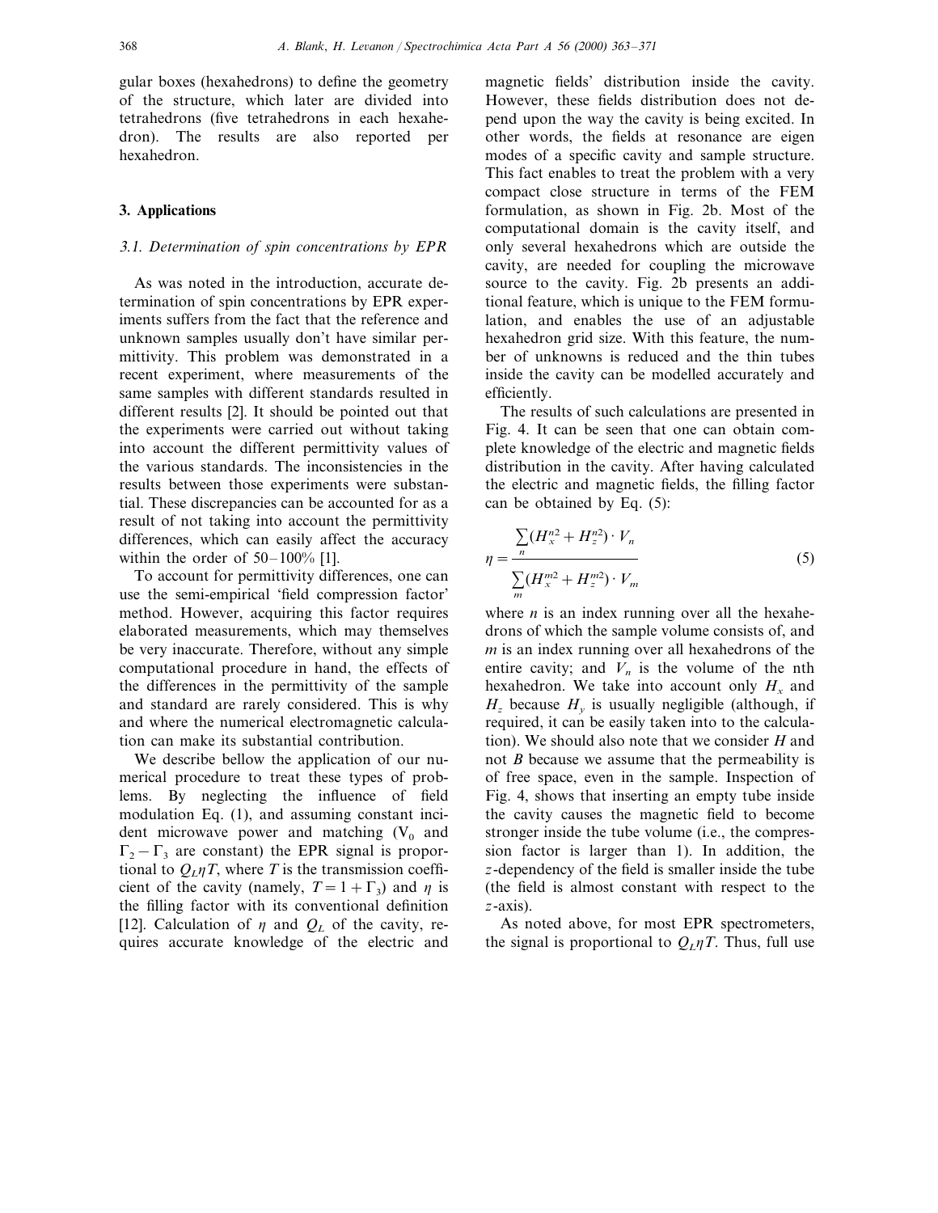gular boxes (hexahedrons) to define the geometry of the structure, which later are divided into tetrahedrons (five tetrahedrons in each hexahedron). The results are also reported per hexahedron.

## 3. Applications

### 3.1. Determination of spin concentrations by EPR

As was noted in the introduction, accurate determination of spin concentrations by EPR experiments suffers from the fact that the reference and unknown samples usually don't have similar permittivity. This problem was demonstrated in a recent experiment, where measurements of the same samples with different standards resulted in different results [2]. It should be pointed out that the experiments were carried out without taking into account the different permittivity values of the various standards. The inconsistencies in the results between those experiments were substantial. These discrepancies can be accounted for as a result of not taking into account the permittivity differences, which can easily affect the accuracy within the order of 50–100% [1].

To account for permittivity differences, one can use the semi-empirical 'field compression factor' method. However, acquiring this factor requires elaborated measurements, which may themselves be very inaccurate. Therefore, without any simple computational procedure in hand, the effects of the differences in the permittivity of the sample and standard are rarely considered. This is why and where the numerical electromagnetic calculation can make its substantial contribution.

We describe bellow the application of our numerical procedure to treat these types of problems. By neglecting the influence of field modulation Eq. (1), and assuming constant incident microwave power and matching ($V_0$ and $\Gamma_2 - \Gamma_3$ are constant) the EPR signal is proportional to $Q_L \eta T$, where $T$ is the transmission coefficient of the cavity (namely, $T = 1 + \Gamma_3$) and $\eta$ is the filling factor with its conventional definition [12]. Calculation of $\eta$ and $Q_L$ of the cavity, requires accurate knowledge of the electric and magnetic fields' distribution inside the cavity. However, these fields distribution does not depend upon the way the cavity is being excited. In other words, the fields at resonance are eigen modes of a specific cavity and sample structure. This fact enables to treat the problem with a very compact close structure in terms of the FEM formulation, as shown in Fig. 2b. Most of the computational domain is the cavity itself, and only several hexahedrons which are outside the cavity, are needed for coupling the microwave source to the cavity. Fig. 2b presents an additional feature, which is unique to the FEM formulation, and enables the use of an adjustable hexahedron grid size. With this feature, the number of unknowns is reduced and the thin tubes inside the cavity can be modelled accurately and efficiently.

The results of such calculations are presented in Fig. 4. It can be seen that one can obtain complete knowledge of the electric and magnetic fields distribution in the cavity. After having calculated the electric and magnetic fields, the filling factor can be obtained by Eq. (5):

$$\eta = \frac{\sum_n (H_x^{n2} + H_z^{n2}) \cdot V_n}{\sum_m (H_x^{m2} + H_z^{m2}) \cdot V_m} \tag{5}$$

where $n$ is an index running over all the hexahedrons of which the sample volume consists of, and $m$ is an index running over all hexahedrons of the entire cavity; and $V_n$ is the volume of the nth hexahedron. We take into account only $H_x$ and $H_z$ because $H_y$ is usually negligible (although, if required, it can be easily taken into to the calculation). We should also note that we consider $H$ and not $B$ because we assume that the permeability is of free space, even in the sample. Inspection of Fig. 4, shows that inserting an empty tube inside the cavity causes the magnetic field to become stronger inside the tube volume (i.e., the compression factor is larger than 1). In addition, the $z$-dependency of the field is smaller inside the tube (the field is almost constant with respect to the $z$-axis).

As noted above, for most EPR spectrometers, the signal is proportional to $Q_L \eta T$. Thus, full use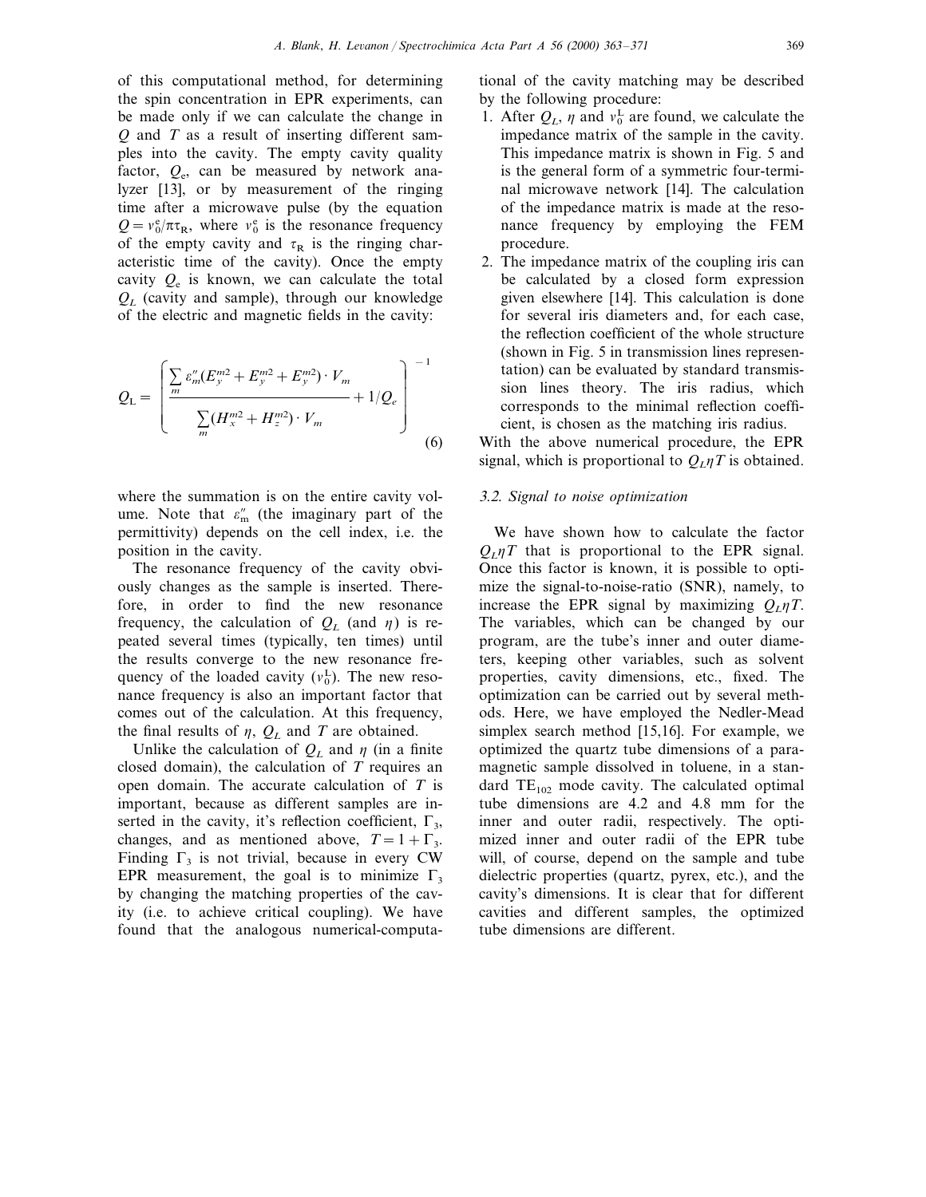of this computational method, for determining the spin concentration in EPR experiments, can be made only if we can calculate the change in $Q$ and $T$ as a result of inserting different samples into the cavity. The empty cavity quality factor, $Q_e$, can be measured by network analyzer [13], or by measurement of the ringing time after a microwave pulse (by the equation $Q = \nu_0^e / \pi\tau_R$, where $\nu_0^e$ is the resonance frequency of the empty cavity and $\tau_R$ is the ringing characteristic time of the cavity). Once the empty cavity $Q_e$ is known, we can calculate the total $Q_L$ (cavity and sample), through our knowledge of the electric and magnetic fields in the cavity:

$$Q_L = \left( \frac{\sum_m \varepsilon''_m (E_y^{m2} + E_y^{m2} + E_y^{m2}) \cdot V_m}{\sum_m (H_x^{m2} + H_z^{m2}) \cdot V_m} + 1/Q_e \right)^{-1} \quad (6)$$

where the summation is on the entire cavity volume. Note that $\varepsilon''_m$ (the imaginary part of the permittivity) depends on the cell index, i.e. the position in the cavity.

The resonance frequency of the cavity obviously changes as the sample is inserted. Therefore, in order to find the new resonance frequency, the calculation of $Q_L$ (and $\eta$) is repeated several times (typically, ten times) until the results converge to the new resonance frequency of the loaded cavity ($\nu_0^L$). The new resonance frequency is also an important factor that comes out of the calculation. At this frequency, the final results of $\eta$, $Q_L$ and $T$ are obtained.

Unlike the calculation of $Q_L$ and $\eta$ (in a finite closed domain), the calculation of $T$ requires an open domain. The accurate calculation of $T$ is important, because as different samples are inserted in the cavity, it's reflection coefficient, $\Gamma_3$, changes, and as mentioned above, $T = 1 + \Gamma_3$. Finding $\Gamma_3$ is not trivial, because in every CW EPR measurement, the goal is to minimize $\Gamma_3$ by changing the matching properties of the cavity (i.e. to achieve critical coupling). We have found that the analogous numerical-computational of the cavity matching may be described by the following procedure:

1. After $Q_L$, $\eta$ and $\nu_0^L$ are found, we calculate the impedance matrix of the sample in the cavity. This impedance matrix is shown in Fig. 5 and is the general form of a symmetric four-terminal microwave network [14]. The calculation of the impedance matrix is made at the resonance frequency by employing the FEM procedure.
2. The impedance matrix of the coupling iris can be calculated by a closed form expression given elsewhere [14]. This calculation is done for several iris diameters and, for each case, the reflection coefficient of the whole structure (shown in Fig. 5 in transmission lines representation) can be evaluated by standard transmission lines theory. The iris radius, which corresponds to the minimal reflection coefficient, is chosen as the matching iris radius.

With the above numerical procedure, the EPR signal, which is proportional to $Q_L \eta T$ is obtained.

### 3.2. Signal to noise optimization

We have shown how to calculate the factor $Q_L \eta T$ that is proportional to the EPR signal. Once this factor is known, it is possible to optimize the signal-to-noise-ratio (SNR), namely, to increase the EPR signal by maximizing $Q_L \eta T$. The variables, which can be changed by our program, are the tube's inner and outer diameters, keeping other variables, such as solvent properties, cavity dimensions, etc., fixed. The optimization can be carried out by several methods. Here, we have employed the Nedler-Mead simplex search method [15,16]. For example, we optimized the quartz tube dimensions of a paramagnetic sample dissolved in toluene, in a standard $TE_{102}$ mode cavity. The calculated optimal tube dimensions are 4.2 and 4.8 mm for the inner and outer radii, respectively. The optimized inner and outer radii of the EPR tube will, of course, depend on the sample and tube dielectric properties (quartz, pyrex, etc.), and the cavity's dimensions. It is clear that for different cavities and different samples, the optimized tube dimensions are different.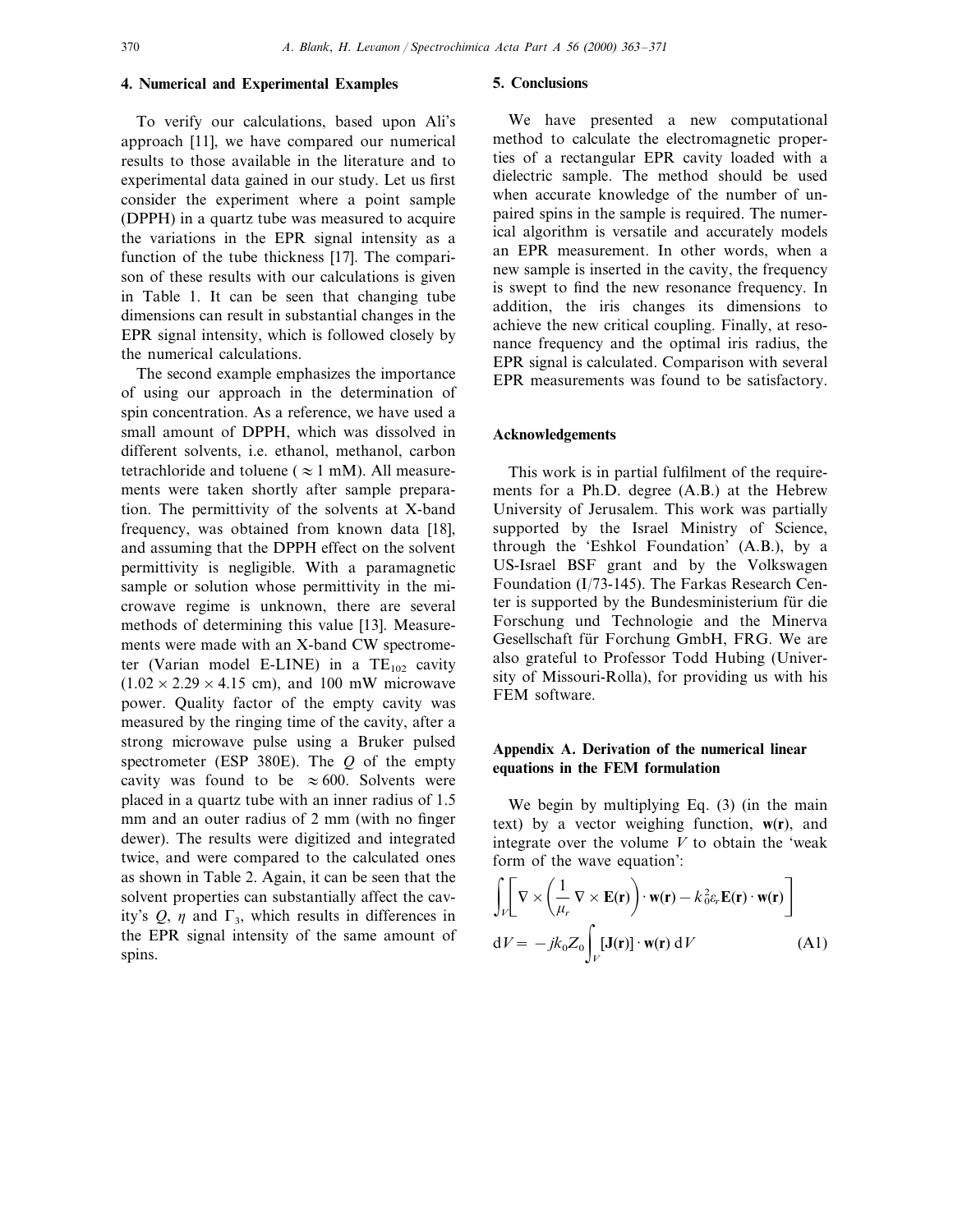## 4. Numerical and Experimental Examples

To verify our calculations, based upon Ali's approach [11], we have compared our numerical results to those available in the literature and to experimental data gained in our study. Let us first consider the experiment where a point sample (DPPH) in a quartz tube was measured to acquire the variations in the EPR signal intensity as a function of the tube thickness [17]. The comparison of these results with our calculations is given in Table 1. It can be seen that changing tube dimensions can result in substantial changes in the EPR signal intensity, which is followed closely by the numerical calculations.

The second example emphasizes the importance of using our approach in the determination of spin concentration. As a reference, we have used a small amount of DPPH, which was dissolved in different solvents, i.e. ethanol, methanol, carbon tetrachloride and toluene ( $\approx 1$ mM). All measurements were taken shortly after sample preparation. The permittivity of the solvents at X-band frequency, was obtained from known data [18], and assuming that the DPPH effect on the solvent permittivity is negligible. With a paramagnetic sample or solution whose permittivity in the microwave regime is unknown, there are several methods of determining this value [13]. Measurements were made with an X-band CW spectrometer (Varian model E-LINE) in a $TE_{102}$ cavity ($1.02 \times 2.29 \times 4.15$ cm), and 100 mW microwave power. Quality factor of the empty cavity was measured by the ringing time of the cavity, after a strong microwave pulse using a Bruker pulsed spectrometer (ESP 380E). The $Q$ of the empty cavity was found to be $\approx 600$. Solvents were placed in a quartz tube with an inner radius of 1.5 mm and an outer radius of 2 mm (with no finger dewer). The results were digitized and integrated twice, and were compared to the calculated ones as shown in Table 2. Again, it can be seen that the solvent properties can substantially affect the cavity's $Q$, $\eta$ and $\Gamma_3$, which results in differences in the EPR signal intensity of the same amount of spins.

## 5. Conclusions

We have presented a new computational method to calculate the electromagnetic properties of a rectangular EPR cavity loaded with a dielectric sample. The method should be used when accurate knowledge of the number of unpaired spins in the sample is required. The numerical algorithm is versatile and accurately models an EPR measurement. In other words, when a new sample is inserted in the cavity, the frequency is swept to find the new resonance frequency. In addition, the iris changes its dimensions to achieve the new critical coupling. Finally, at resonance frequency and the optimal iris radius, the EPR signal is calculated. Comparison with several EPR measurements was found to be satisfactory.

## Acknowledgements

This work is in partial fulfilment of the requirements for a Ph.D. degree (A.B.) at the Hebrew University of Jerusalem. This work was partially supported by the Israel Ministry of Science, through the 'Eshkol Foundation' (A.B.), by a US-Israel BSF grant and by the Volkswagen Foundation (I/73-145). The Farkas Research Center is supported by the Bundesministerium für die Forschung und Technologie and the Minerva Gesellschaft für Forchung GmbH, FRG. We are also grateful to Professor Todd Hubing (University of Missouri-Rolla), for providing us with his FEM software.

## Appendix A. Derivation of the numerical linear equations in the FEM formulation

We begin by multiplying Eq. (3) (in the main text) by a vector weighing function, $\mathbf{w}(\mathbf{r})$, and integrate over the volume $V$ to obtain the 'weak form of the wave equation':

$$\int_V \left[ \nabla \times \left( \frac{1}{\mu_r} \nabla \times \mathbf{E}(\mathbf{r}) \right) \cdot \mathbf{w}(\mathbf{r}) - k_0^2 \varepsilon_r \mathbf{E}(\mathbf{r}) \cdot \mathbf{w}(\mathbf{r}) \right] \mathrm{d}V = -jk_0 Z_0 \int_V [\mathbf{J}(\mathbf{r})] \cdot \mathbf{w}(\mathbf{r}) \, \mathrm{d}V \tag{A1}$$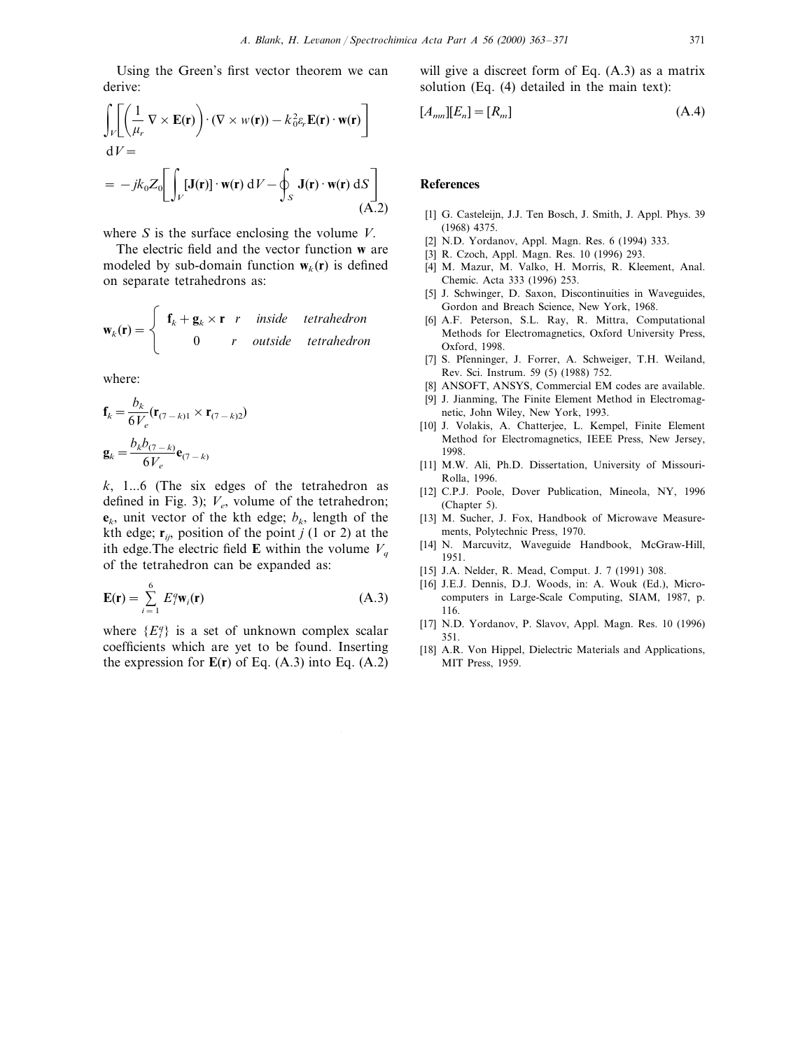Using the Green's first vector theorem we can derive:

$$\int_V \left[ \left( \frac{1}{\mu_r} \nabla \times \mathbf{E}(\mathbf{r}) \right) \cdot (\nabla \times w(\mathbf{r})) - k_0^2 \varepsilon_r \mathbf{E}(\mathbf{r}) \cdot \mathbf{w}(\mathbf{r}) \right] \mathrm{d}V =$$

$$= -jk_0 Z_0 \left[ \int_V [\mathbf{J}(\mathbf{r})] \cdot \mathbf{w}(\mathbf{r}) \, \mathrm{d}V - \oint_S \mathbf{J}(\mathbf{r}) \cdot \mathbf{w}(\mathbf{r}) \, \mathrm{d}S \right] \tag{A.2}$$

where $S$ is the surface enclosing the volume $V$.

The electric field and the vector function $\mathbf{w}$ are modeled by sub-domain function $\mathbf{w}_k(\mathbf{r})$ is defined on separate tetrahedrons as:

$$\mathbf{w}_k(\mathbf{r}) = \begin{cases} \mathbf{f}_k + \mathbf{g}_k \times \mathbf{r} & r \quad inside \quad tetrahedron \\ 0 & r \quad outside \quad tetrahedron \end{cases}$$

where:

$$\mathbf{f}_k = \frac{b_k}{6V_e} (\mathbf{r}_{(7-k)1} \times \mathbf{r}_{(7-k)2})$$

$$\mathbf{g}_k = \frac{b_k b_{(7-k)}}{6V_e} \mathbf{e}_{(7-k)}$$

$k$, 1...6 (The six edges of the tetrahedron as defined in Fig. 3); $V_e$, volume of the tetrahedron; $\mathbf{e}_k$, unit vector of the kth edge; $b_k$, length of the kth edge; $\mathbf{r}_{ij}$, position of the point $j$ (1 or 2) at the ith edge.The electric field $\mathbf{E}$ within the volume $V_q$ of the tetrahedron can be expanded as:

$$\mathbf{E}(\mathbf{r}) = \sum_{i=1}^{6} E_i^q \mathbf{w}_i(\mathbf{r}) \tag{A.3}$$

where $\{E_i^q\}$ is a set of unknown complex scalar coefficients which are yet to be found. Inserting the expression for $\mathbf{E}(\mathbf{r})$ of Eq. (A.3) into Eq. (A.2) will give a discreet form of Eq. (A.3) as a matrix solution (Eq. (4) detailed in the main text):

$$[A_{mn}][E_n] = [R_m] \tag{A.4}$$

## References

[1] G. Casteleijn, J.J. Ten Bosch, J. Smith, J. Appl. Phys. 39 (1968) 4375.

[2] N.D. Yordanov, Appl. Magn. Res. 6 (1994) 333.

[3] R. Czoch, Appl. Magn. Res. 10 (1996) 293.

[4] M. Mazur, M. Valko, H. Morris, R. Kleement, Anal. Chemic. Acta 333 (1996) 253.

[5] J. Schwinger, D. Saxon, Discontinuities in Waveguides, Gordon and Breach Science, New York, 1968.

[6] A.F. Peterson, S.L. Ray, R. Mittra, Computational Methods for Electromagnetics, Oxford University Press, Oxford, 1998.

[7] S. Pfenninger, J. Forrer, A. Schweiger, T.H. Weiland, Rev. Sci. Instrum. 59 (5) (1988) 752.

[8] ANSOFT, ANSYS, Commercial EM codes are available.

[9] J. Jianming, The Finite Element Method in Electromagnetic, John Wiley, New York, 1993.

[10] J. Volakis, A. Chatterjee, L. Kempel, Finite Element Method for Electromagnetics, IEEE Press, New Jersey, 1998.

[11] M.W. Ali, Ph.D. Dissertation, University of Missouri-Rolla, 1996.

[12] C.P.J. Poole, Dover Publication, Mineola, NY, 1996 (Chapter 5).

[13] M. Sucher, J. Fox, Handbook of Microwave Measurements, Polytechnic Press, 1970.

[14] N. Marcuvitz, Waveguide Handbook, McGraw-Hill, 1951.

[15] J.A. Nelder, R. Mead, Comput. J. 7 (1991) 308.

[16] J.E.J. Dennis, D.J. Woods, in: A. Wouk (Ed.), Microcomputers in Large-Scale Computing, SIAM, 1987, p. 116.

[17] N.D. Yordanov, P. Slavov, Appl. Magn. Res. 10 (1996) 351.

[18] A.R. Von Hippel, Dielectric Materials and Applications, MIT Press, 1959.